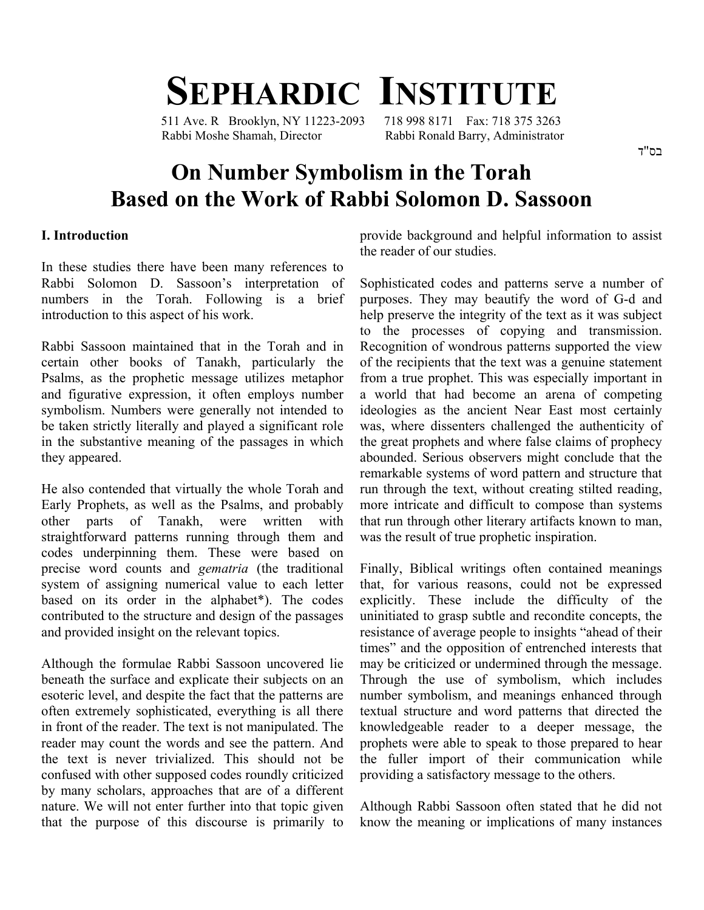# SEPHARDIC INSTITUTE

511 Ave. R Brooklyn, NY 11223-2093 718 998 8171 Fax: 718 375 3263
Rabbi Moshe Shamah, Director Rabbi Ronald Barry, Administrator

בס"ד

# On Number Symbolism in the Torah
# Based on the Work of Rabbi Solomon D. Sassoon

### I. Introduction

In these studies there have been many references to Rabbi Solomon D. Sassoon's interpretation of numbers in the Torah. Following is a brief introduction to this aspect of his work.

Rabbi Sassoon maintained that in the Torah and in certain other books of Tanakh, particularly the Psalms, as the prophetic message utilizes metaphor and figurative expression, it often employs number symbolism. Numbers were generally not intended to be taken strictly literally and played a significant role in the substantive meaning of the passages in which they appeared.

He also contended that virtually the whole Torah and Early Prophets, as well as the Psalms, and probably other parts of Tanakh, were written with straightforward patterns running through them and codes underpinning them. These were based on precise word counts and *gematria* (the traditional system of assigning numerical value to each letter based on its order in the alphabet*). The codes contributed to the structure and design of the passages and provided insight on the relevant topics.

Although the formulae Rabbi Sassoon uncovered lie beneath the surface and explicate their subjects on an esoteric level, and despite the fact that the patterns are often extremely sophisticated, everything is all there in front of the reader. The text is not manipulated. The reader may count the words and see the pattern. And the text is never trivialized. This should not be confused with other supposed codes roundly criticized by many scholars, approaches that are of a different nature. We will not enter further into that topic given that the purpose of this discourse is primarily to provide background and helpful information to assist the reader of our studies.

Sophisticated codes and patterns serve a number of purposes. They may beautify the word of G-d and help preserve the integrity of the text as it was subject to the processes of copying and transmission. Recognition of wondrous patterns supported the view of the recipients that the text was a genuine statement from a true prophet. This was especially important in a world that had become an arena of competing ideologies as the ancient Near East most certainly was, where dissenters challenged the authenticity of the great prophets and where false claims of prophecy abounded. Serious observers might conclude that the remarkable systems of word pattern and structure that run through the text, without creating stilted reading, more intricate and difficult to compose than systems that run through other literary artifacts known to man, was the result of true prophetic inspiration.

Finally, Biblical writings often contained meanings that, for various reasons, could not be expressed explicitly. These include the difficulty of the uninitiated to grasp subtle and recondite concepts, the resistance of average people to insights "ahead of their times" and the opposition of entrenched interests that may be criticized or undermined through the message. Through the use of symbolism, which includes number symbolism, and meanings enhanced through textual structure and word patterns that directed the knowledgeable reader to a deeper message, the prophets were able to speak to those prepared to hear the fuller import of their communication while providing a satisfactory message to the others.

Although Rabbi Sassoon often stated that he did not know the meaning or implications of many instances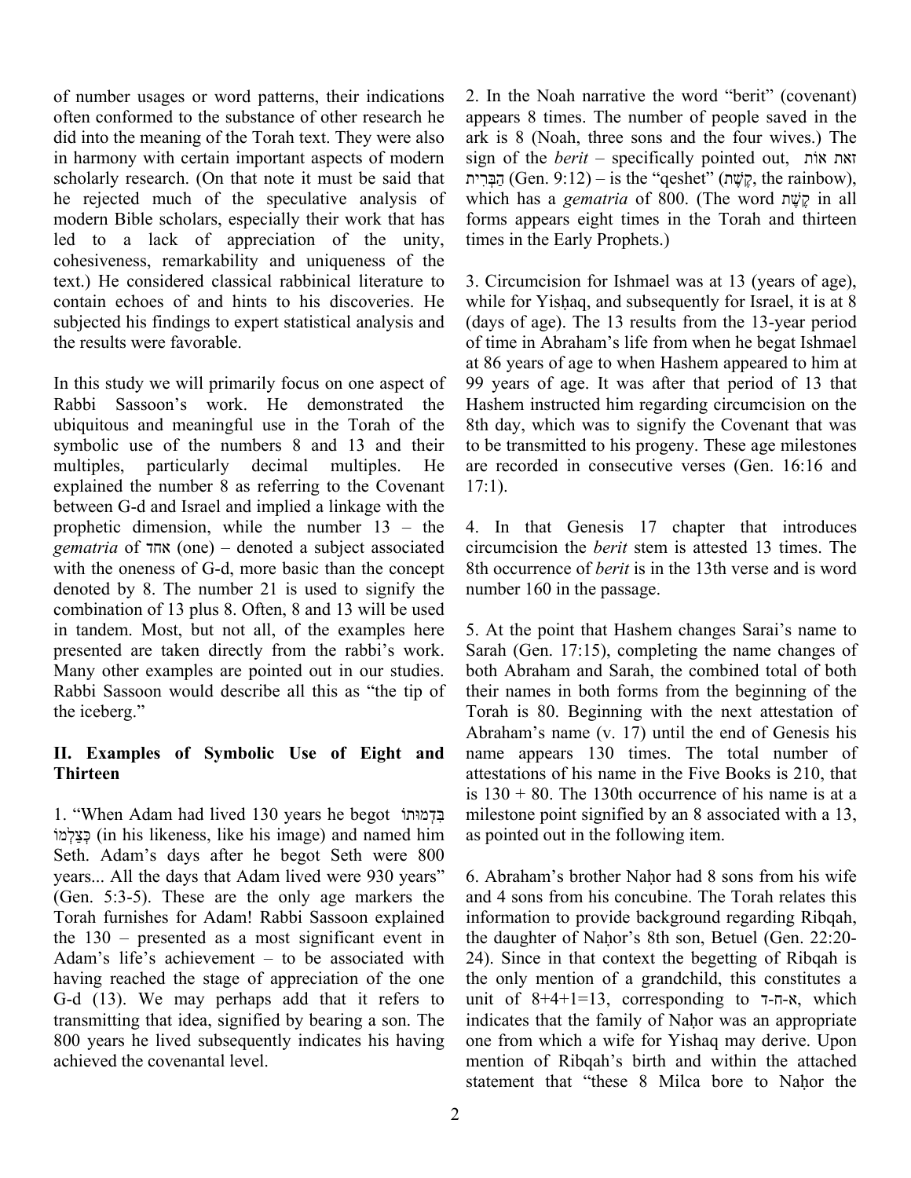of number usages or word patterns, their indications often conformed to the substance of other research he did into the meaning of the Torah text. They were also in harmony with certain important aspects of modern scholarly research. (On that note it must be said that he rejected much of the speculative analysis of modern Bible scholars, especially their work that has led to a lack of appreciation of the unity, cohesiveness, remarkability and uniqueness of the text.) He considered classical rabbinical literature to contain echoes of and hints to his discoveries. He subjected his findings to expert statistical analysis and the results were favorable.

In this study we will primarily focus on one aspect of Rabbi Sassoon's work. He demonstrated the ubiquitous and meaningful use in the Torah of the symbolic use of the numbers 8 and 13 and their multiples, particularly decimal multiples. He explained the number 8 as referring to the Covenant between G-d and Israel and implied a linkage with the prophetic dimension, while the number 13 – the *gematria* of אחד (one) – denoted a subject associated with the oneness of G-d, more basic than the concept denoted by 8. The number 21 is used to signify the combination of 13 plus 8. Often, 8 and 13 will be used in tandem. Most, but not all, of the examples here presented are taken directly from the rabbi's work. Many other examples are pointed out in our studies. Rabbi Sassoon would describe all this as "the tip of the iceberg."

## II. Examples of Symbolic Use of Eight and Thirteen

1. "When Adam had lived 130 years he begot בִּדְמוּתוֹ כְּצַלְמוֹ (in his likeness, like his image) and named him Seth. Adam's days after he begot Seth were 800 years... All the days that Adam lived were 930 years" (Gen. 5:3-5). These are the only age markers the Torah furnishes for Adam! Rabbi Sassoon explained the 130 – presented as a most significant event in Adam's life's achievement – to be associated with having reached the stage of appreciation of the one G-d (13). We may perhaps add that it refers to transmitting that idea, signified by bearing a son. The 800 years he lived subsequently indicates his having achieved the covenantal level.

2. In the Noah narrative the word "berit" (covenant) appears 8 times. The number of people saved in the ark is 8 (Noah, three sons and the four wives.) The sign of the *berit* – specifically pointed out, זאת אוֹת הַבְּרִית (Gen. 9:12) – is the "qeshet" (קֶשֶׁת, the rainbow), which has a *gematria* of 800. (The word קֶשֶׁת in all forms appears eight times in the Torah and thirteen times in the Early Prophets.)

3. Circumcision for Ishmael was at 13 (years of age), while for Yisḥaq, and subsequently for Israel, it is at 8 (days of age). The 13 results from the 13-year period of time in Abraham's life from when he begat Ishmael at 86 years of age to when Hashem appeared to him at 99 years of age. It was after that period of 13 that Hashem instructed him regarding circumcision on the 8th day, which was to signify the Covenant that was to be transmitted to his progeny. These age milestones are recorded in consecutive verses (Gen. 16:16 and 17:1).

4. In that Genesis 17 chapter that introduces circumcision the *berit* stem is attested 13 times. The 8th occurrence of *berit* is in the 13th verse and is word number 160 in the passage.

5. At the point that Hashem changes Sarai's name to Sarah (Gen. 17:15), completing the name changes of both Abraham and Sarah, the combined total of both their names in both forms from the beginning of the Torah is 80. Beginning with the next attestation of Abraham's name (v. 17) until the end of Genesis his name appears 130 times. The total number of attestations of his name in the Five Books is 210, that is 130 + 80. The 130th occurrence of his name is at a milestone point signified by an 8 associated with a 13, as pointed out in the following item.

6. Abraham's brother Naḥor had 8 sons from his wife and 4 sons from his concubine. The Torah relates this information to provide background regarding Ribqah, the daughter of Naḥor's 8th son, Betuel (Gen. 22:20-24). Since in that context the begetting of Ribqah is the only mention of a grandchild, this constitutes a unit of 8+4+1=13, corresponding to א-ח-ד, which indicates that the family of Naḥor was an appropriate one from which a wife for Yishaq may derive. Upon mention of Ribqah's birth and within the attached statement that "these 8 Milca bore to Naḥor the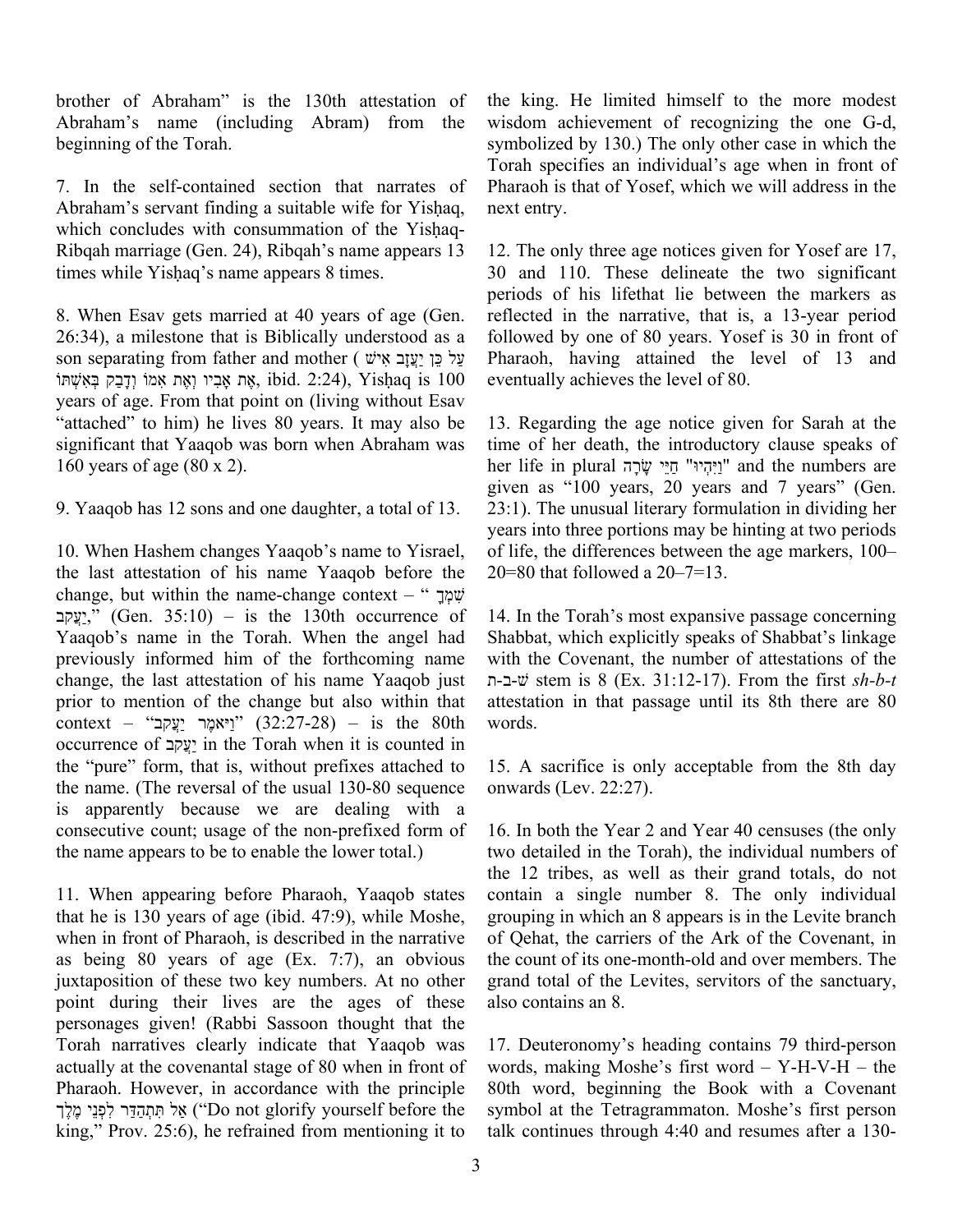brother of Abraham" is the 130th attestation of Abraham's name (including Abram) from the beginning of the Torah.

7. In the self-contained section that narrates of Abraham's servant finding a suitable wife for Yisḥaq, which concludes with consummation of the Yisḥaq-Ribqah marriage (Gen. 24), Ribqah's name appears 13 times while Yisḥaq's name appears 8 times.

8. When Esav gets married at 40 years of age (Gen. 26:34), a milestone that is Biblically understood as a son separating from father and mother (עַל כֵּן יַעֲזָב אִישׁ אֶת אָבִיו וְאֶת אִמּוֹ וְדָבַק בְּאִשְׁתּוֹ, ibid. 2:24), Yisḥaq is 100 years of age. From that point on (living without Esav "attached" to him) he lives 80 years. It may also be significant that Yaaqob was born when Abraham was 160 years of age (80 x 2).

9. Yaaqob has 12 sons and one daughter, a total of 13.

10. When Hashem changes Yaaqob's name to Yisrael, the last attestation of his name Yaaqob before the change, but within the name-change context – " שִׁמְךָ יַעֲקֹב," (Gen. 35:10) – is the 130th occurrence of Yaaqob's name in the Torah. When the angel had previously informed him of the forthcoming name change, the last attestation of his name Yaaqob just prior to mention of the change but also within that context – "וַיֹּאמֶר יַעֲקֹב" (32:27-28) – is the 80th occurrence of יַעֲקֹב in the Torah when it is counted in the "pure" form, that is, without prefixes attached to the name. (The reversal of the usual 130-80 sequence is apparently because we are dealing with a consecutive count; usage of the non-prefixed form of the name appears to be to enable the lower total.)

11. When appearing before Pharaoh, Yaaqob states that he is 130 years of age (ibid. 47:9), while Moshe, when in front of Pharaoh, is described in the narrative as being 80 years of age (Ex. 7:7), an obvious juxtaposition of these two key numbers. At no other point during their lives are the ages of these personages given! (Rabbi Sassoon thought that the Torah narratives clearly indicate that Yaaqob was actually at the covenantal stage of 80 when in front of Pharaoh. However, in accordance with the principle אַל תִּתְהַדַּר לִפְנֵי מֶלֶךְ ("Do not glorify yourself before the king," Prov. 25:6), he refrained from mentioning it to the king. He limited himself to the more modest wisdom achievement of recognizing the one G-d, symbolized by 130.) The only other case in which the Torah specifies an individual's age when in front of Pharaoh is that of Yosef, which we will address in the next entry.

12. The only three age notices given for Yosef are 17, 30 and 110. These delineate the two significant periods of his lifethat lie between the markers as reflected in the narrative, that is, a 13-year period followed by one of 80 years. Yosef is 30 in front of Pharaoh, having attained the level of 13 and eventually achieves the level of 80.

13. Regarding the age notice given for Sarah at the time of her death, the introductory clause speaks of her life in plural "וַיִּהְיוּ חַיֵּי שָׂרָה" and the numbers are given as "100 years, 20 years and 7 years" (Gen. 23:1). The unusual literary formulation in dividing her years into three portions may be hinting at two periods of life, the differences between the age markers, 100–20=80 that followed a 20–7=13.

14. In the Torah's most expansive passage concerning Shabbat, which explicitly speaks of Shabbat's linkage with the Covenant, the number of attestations of the ש-ב-ת stem is 8 (Ex. 31:12-17). From the first *sh-b-t* attestation in that passage until its 8th there are 80 words.

15. A sacrifice is only acceptable from the 8th day onwards (Lev. 22:27).

16. In both the Year 2 and Year 40 censuses (the only two detailed in the Torah), the individual numbers of the 12 tribes, as well as their grand totals, do not contain a single number 8. The only individual grouping in which an 8 appears is in the Levite branch of Qehat, the carriers of the Ark of the Covenant, in the count of its one-month-old and over members. The grand total of the Levites, servitors of the sanctuary, also contains an 8.

17. Deuteronomy's heading contains 79 third-person words, making Moshe's first word – Y-H-V-H – the 80th word, beginning the Book with a Covenant symbol at the Tetragrammaton. Moshe's first person talk continues through 4:40 and resumes after a 130-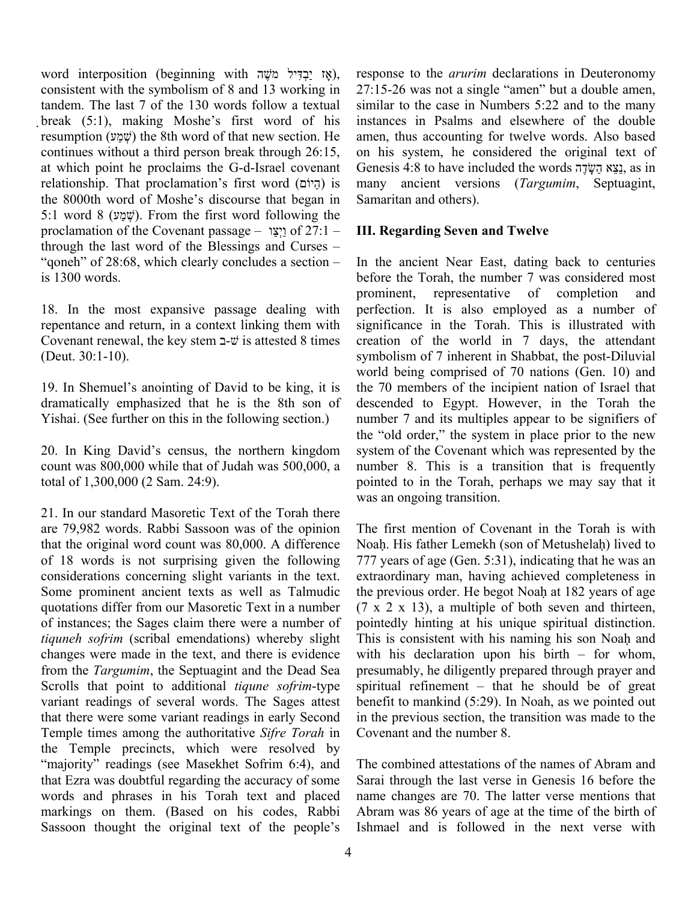word interposition (beginning with אָז יַבְדִּיל מֹשֶׁה), consistent with the symbolism of 8 and 13 working in tandem. The last 7 of the 130 words follow a textual break (5:1), making Moshe's first word of his resumption (שְׁמַע) the 8th word of that new section. He continues without a third person break through 26:15, at which point he proclaims the G-d-Israel covenant relationship. That proclamation's first word (הַיּוֹם) is the 8000th word of Moshe's discourse that began in 5:1 word 8 (שְׁמַע). From the first word following the proclamation of the Covenant passage – וַיְצַו of 27:1 – through the last word of the Blessings and Curses – "qoneh" of 28:68, which clearly concludes a section – is 1300 words.

18. In the most expansive passage dealing with repentance and return, in a context linking them with Covenant renewal, the key stem ש-ב is attested 8 times (Deut. 30:1-10).

19. In Shemuel's anointing of David to be king, it is dramatically emphasized that he is the 8th son of Yishai. (See further on this in the following section.)

20. In King David's census, the northern kingdom count was 800,000 while that of Judah was 500,000, a total of 1,300,000 (2 Sam. 24:9).

21. In our standard Masoretic Text of the Torah there are 79,982 words. Rabbi Sassoon was of the opinion that the original word count was 80,000. A difference of 18 words is not surprising given the following considerations concerning slight variants in the text. Some prominent ancient texts as well as Talmudic quotations differ from our Masoretic Text in a number of instances; the Sages claim there were a number of *tiquneh sofrim* (scribal emendations) whereby slight changes were made in the text, and there is evidence from the *Targumim*, the Septuagint and the Dead Sea Scrolls that point to additional *tiqune sofrim*-type variant readings of several words. The Sages attest that there were some variant readings in early Second Temple times among the authoritative *Sifre Torah* in the Temple precincts, which were resolved by "majority" readings (see Masekhet Sofrim 6:4), and that Ezra was doubtful regarding the accuracy of some words and phrases in his Torah text and placed markings on them. (Based on his codes, Rabbi Sassoon thought the original text of the people's response to the *arurim* declarations in Deuteronomy 27:15-26 was not a single "amen" but a double amen, similar to the case in Numbers 5:22 and to the many instances in Psalms and elsewhere of the double amen, thus accounting for twelve words. Also based on his system, he considered the original text of Genesis 4:8 to have included the words נֵצֵא הַשָּׂדֶה, as in many ancient versions (*Targumim*, Septuagint, Samaritan and others).

### III. Regarding Seven and Twelve

In the ancient Near East, dating back to centuries before the Torah, the number 7 was considered most prominent, representative of completion and perfection. It is also employed as a number of significance in the Torah. This is illustrated with creation of the world in 7 days, the attendant symbolism of 7 inherent in Shabbat, the post-Diluvial world being comprised of 70 nations (Gen. 10) and the 70 members of the incipient nation of Israel that descended to Egypt. However, in the Torah the number 7 and its multiples appear to be signifiers of the "old order," the system in place prior to the new system of the Covenant which was represented by the number 8. This is a transition that is frequently pointed to in the Torah, perhaps we may say that it was an ongoing transition.

The first mention of Covenant in the Torah is with Noaḥ. His father Lemekh (son of Metushelaḥ) lived to 777 years of age (Gen. 5:31), indicating that he was an extraordinary man, having achieved completeness in the previous order. He begot Noaḥ at 182 years of age (7 x 2 x 13), a multiple of both seven and thirteen, pointedly hinting at his unique spiritual distinction. This is consistent with his naming his son Noaḥ and with his declaration upon his birth – for whom, presumably, he diligently prepared through prayer and spiritual refinement – that he should be of great benefit to mankind (5:29). In Noah, as we pointed out in the previous section, the transition was made to the Covenant and the number 8.

The combined attestations of the names of Abram and Sarai through the last verse in Genesis 16 before the name changes are 70. The latter verse mentions that Abram was 86 years of age at the time of the birth of Ishmael and is followed in the next verse with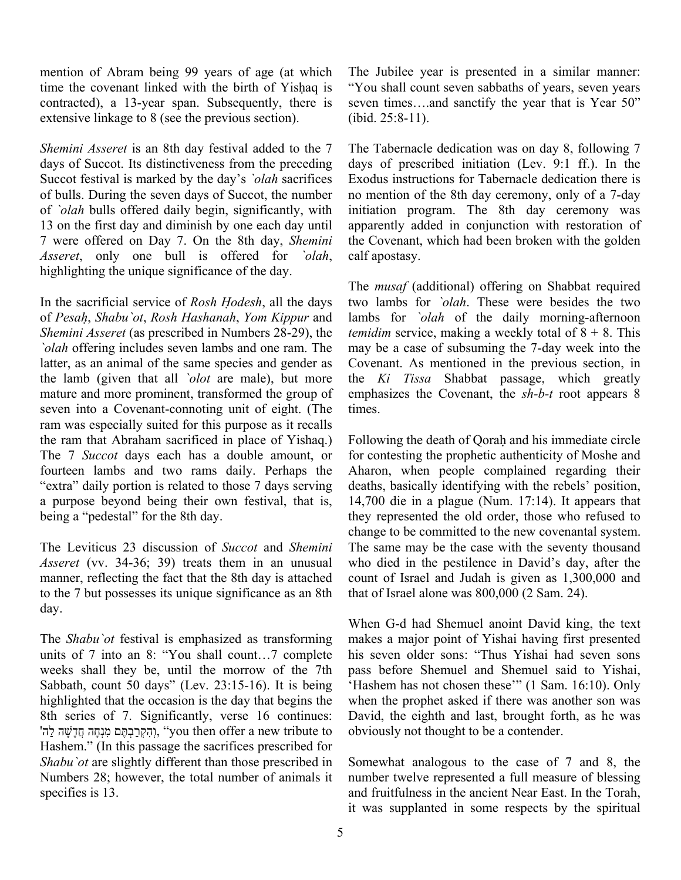mention of Abram being 99 years of age (at which time the covenant linked with the birth of Yisḥaq is contracted), a 13-year span. Subsequently, there is extensive linkage to 8 (see the previous section).

*Shemini Asseret* is an 8th day festival added to the 7 days of Succot. Its distinctiveness from the preceding Succot festival is marked by the day's *`olah* sacrifices of bulls. During the seven days of Succot, the number of *`olah* bulls offered daily begin, significantly, with 13 on the first day and diminish by one each day until 7 were offered on Day 7. On the 8th day, *Shemini Asseret*, only one bull is offered for *`olah*, highlighting the unique significance of the day.

In the sacrificial service of *Rosh Ḥodesh*, all the days of *Pesaḥ*, *Shabu`ot*, *Rosh Hashanah*, *Yom Kippur* and *Shemini Asseret* (as prescribed in Numbers 28-29), the *`olah* offering includes seven lambs and one ram. The latter, as an animal of the same species and gender as the lamb (given that all *`olot* are male), but more mature and more prominent, transformed the group of seven into a Covenant-connoting unit of eight. (The ram was especially suited for this purpose as it recalls the ram that Abraham sacrificed in place of Yishaq.) The 7 *Succot* days each has a double amount, or fourteen lambs and two rams daily. Perhaps the "extra" daily portion is related to those 7 days serving a purpose beyond being their own festival, that is, being a "pedestal" for the 8th day.

The Leviticus 23 discussion of *Succot* and *Shemini Asseret* (vv. 34-36; 39) treats them in an unusual manner, reflecting the fact that the 8th day is attached to the 7 but possesses its unique significance as an 8th day.

The *Shabu`ot* festival is emphasized as transforming units of 7 into an 8: "You shall count…7 complete weeks shall they be, until the morrow of the 7th Sabbath, count 50 days" (Lev. 23:15-16). It is being highlighted that the occasion is the day that begins the 8th series of 7. Significantly, verse 16 continues: 'וְהִקְרַבְתֶּם מִנְחָה חֲדָשָׁה לַה, "you then offer a new tribute to Hashem." (In this passage the sacrifices prescribed for *Shabu`ot* are slightly different than those prescribed in Numbers 28; however, the total number of animals it specifies is 13.

The Jubilee year is presented in a similar manner: "You shall count seven sabbaths of years, seven years seven times….and sanctify the year that is Year 50" (ibid. 25:8-11).

The Tabernacle dedication was on day 8, following 7 days of prescribed initiation (Lev. 9:1 ff.). In the Exodus instructions for Tabernacle dedication there is no mention of the 8th day ceremony, only of a 7-day initiation program. The 8th day ceremony was apparently added in conjunction with restoration of the Covenant, which had been broken with the golden calf apostasy.

The *musaf* (additional) offering on Shabbat required two lambs for *`olah*. These were besides the two lambs for *`olah* of the daily morning-afternoon *temidim* service, making a weekly total of 8 + 8. This may be a case of subsuming the 7-day week into the Covenant. As mentioned in the previous section, in the *Ki Tissa* Shabbat passage, which greatly emphasizes the Covenant, the *sh-b-t* root appears 8 times.

Following the death of Qoraḥ and his immediate circle for contesting the prophetic authenticity of Moshe and Aharon, when people complained regarding their deaths, basically identifying with the rebels' position, 14,700 die in a plague (Num. 17:14). It appears that they represented the old order, those who refused to change to be committed to the new covenantal system. The same may be the case with the seventy thousand who died in the pestilence in David's day, after the count of Israel and Judah is given as 1,300,000 and that of Israel alone was 800,000 (2 Sam. 24).

When G-d had Shemuel anoint David king, the text makes a major point of Yishai having first presented his seven older sons: "Thus Yishai had seven sons pass before Shemuel and Shemuel said to Yishai, 'Hashem has not chosen these'" (1 Sam. 16:10). Only when the prophet asked if there was another son was David, the eighth and last, brought forth, as he was obviously not thought to be a contender.

Somewhat analogous to the case of 7 and 8, the number twelve represented a full measure of blessing and fruitfulness in the ancient Near East. In the Torah, it was supplanted in some respects by the spiritual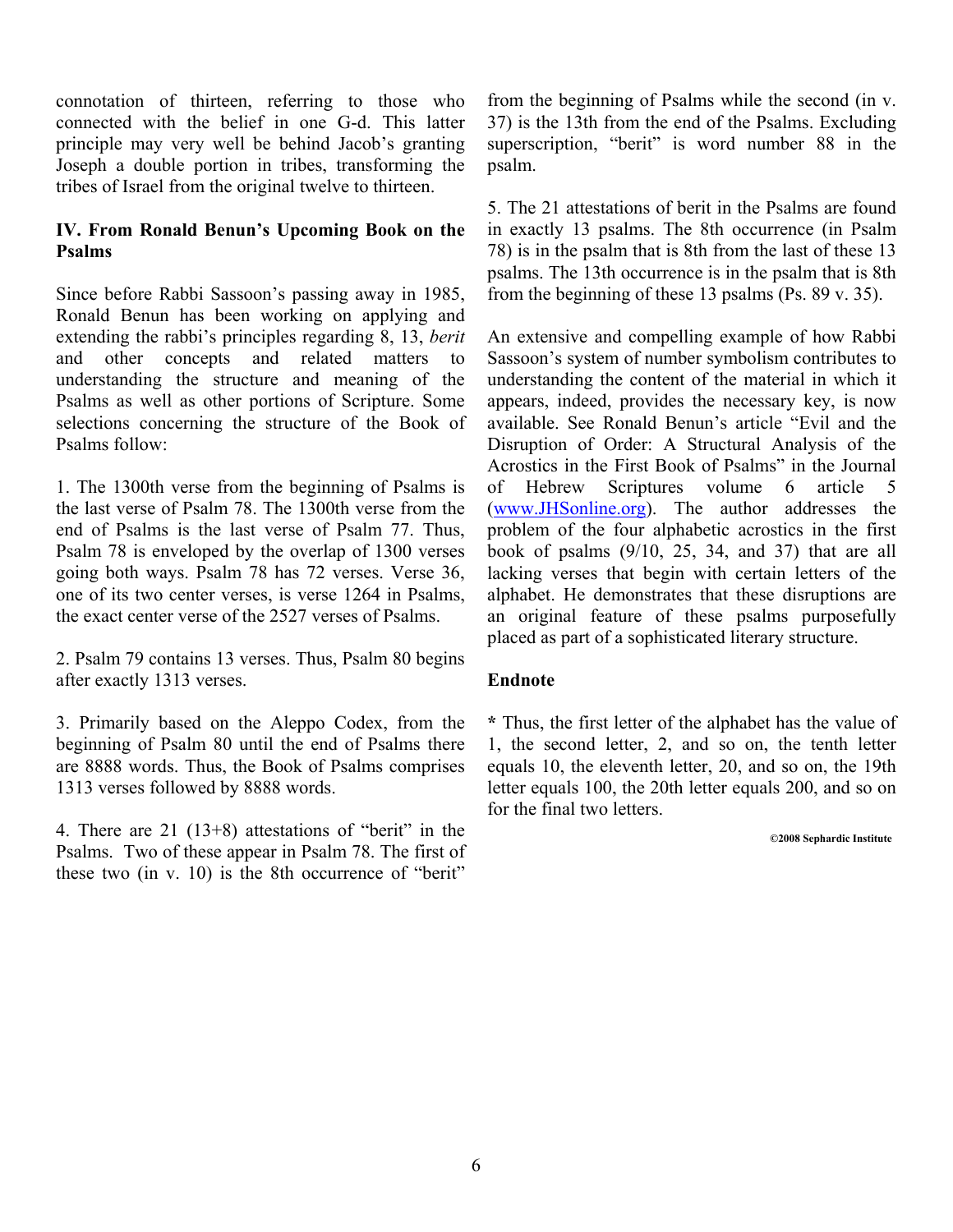connotation of thirteen, referring to those who connected with the belief in one G-d. This latter principle may very well be behind Jacob's granting Joseph a double portion in tribes, transforming the tribes of Israel from the original twelve to thirteen.

## IV. From Ronald Benun's Upcoming Book on the Psalms

Since before Rabbi Sassoon's passing away in 1985, Ronald Benun has been working on applying and extending the rabbi's principles regarding 8, 13, *berit* and other concepts and related matters to understanding the structure and meaning of the Psalms as well as other portions of Scripture. Some selections concerning the structure of the Book of Psalms follow:

1. The 1300th verse from the beginning of Psalms is the last verse of Psalm 78. The 1300th verse from the end of Psalms is the last verse of Psalm 77. Thus, Psalm 78 is enveloped by the overlap of 1300 verses going both ways. Psalm 78 has 72 verses. Verse 36, one of its two center verses, is verse 1264 in Psalms, the exact center verse of the 2527 verses of Psalms.

2. Psalm 79 contains 13 verses. Thus, Psalm 80 begins after exactly 1313 verses.

3. Primarily based on the Aleppo Codex, from the beginning of Psalm 80 until the end of Psalms there are 8888 words. Thus, the Book of Psalms comprises 1313 verses followed by 8888 words.

4. There are 21 (13+8) attestations of "berit" in the Psalms. Two of these appear in Psalm 78. The first of these two (in v. 10) is the 8th occurrence of "berit" from the beginning of Psalms while the second (in v. 37) is the 13th from the end of the Psalms. Excluding superscription, "berit" is word number 88 in the psalm.

5. The 21 attestations of berit in the Psalms are found in exactly 13 psalms. The 8th occurrence (in Psalm 78) is in the psalm that is 8th from the last of these 13 psalms. The 13th occurrence is in the psalm that is 8th from the beginning of these 13 psalms (Ps. 89 v. 35).

An extensive and compelling example of how Rabbi Sassoon's system of number symbolism contributes to understanding the content of the material in which it appears, indeed, provides the necessary key, is now available. See Ronald Benun's article "Evil and the Disruption of Order: A Structural Analysis of the Acrostics in the First Book of Psalms" in the Journal of Hebrew Scriptures volume 6 article 5 (www.JHSonline.org). The author addresses the problem of the four alphabetic acrostics in the first book of psalms (9/10, 25, 34, and 37) that are all lacking verses that begin with certain letters of the alphabet. He demonstrates that these disruptions are an original feature of these psalms purposefully placed as part of a sophisticated literary structure.

### Endnote

**\*** Thus, the first letter of the alphabet has the value of 1, the second letter, 2, and so on, the tenth letter equals 10, the eleventh letter, 20, and so on, the 19th letter equals 100, the 20th letter equals 200, and so on for the final two letters.

**©2008 Sephardic Institute**